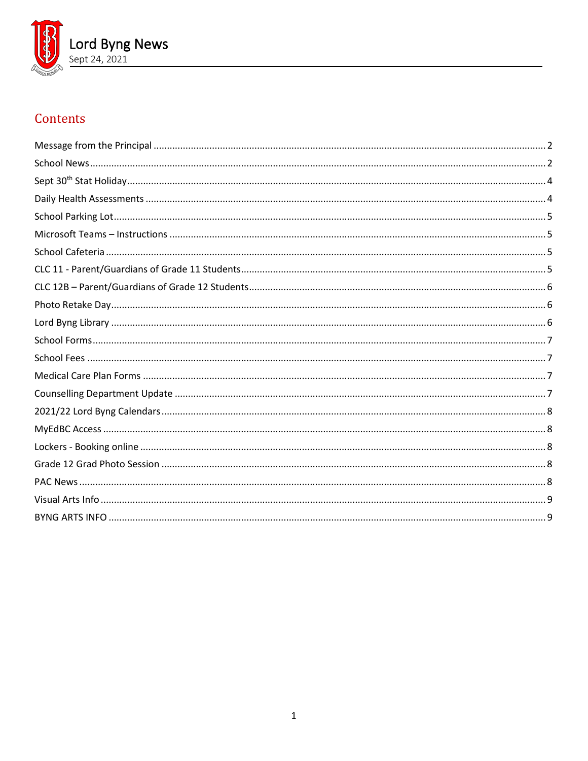# Lord Byng News

Sept 24, 2021

## Contents

Message from the Principal ..... 2
School News ..... 2
Sept 30th Stat Holiday ..... 4
Daily Health Assessments ..... 4
School Parking Lot ..... 5
Microsoft Teams – Instructions ..... 5
School Cafeteria ..... 5
CLC 11 - Parent/Guardians of Grade 11 Students ..... 5
CLC 12B – Parent/Guardians of Grade 12 Students ..... 6
Photo Retake Day ..... 6
Lord Byng Library ..... 6
School Forms ..... 7
School Fees ..... 7
Medical Care Plan Forms ..... 7
Counselling Department Update ..... 7
2021/22 Lord Byng Calendars ..... 8
MyEdBC Access ..... 8
Lockers - Booking online ..... 8
Grade 12 Grad Photo Session ..... 8
PAC News ..... 8
Visual Arts Info ..... 9
BYNG ARTS INFO ..... 9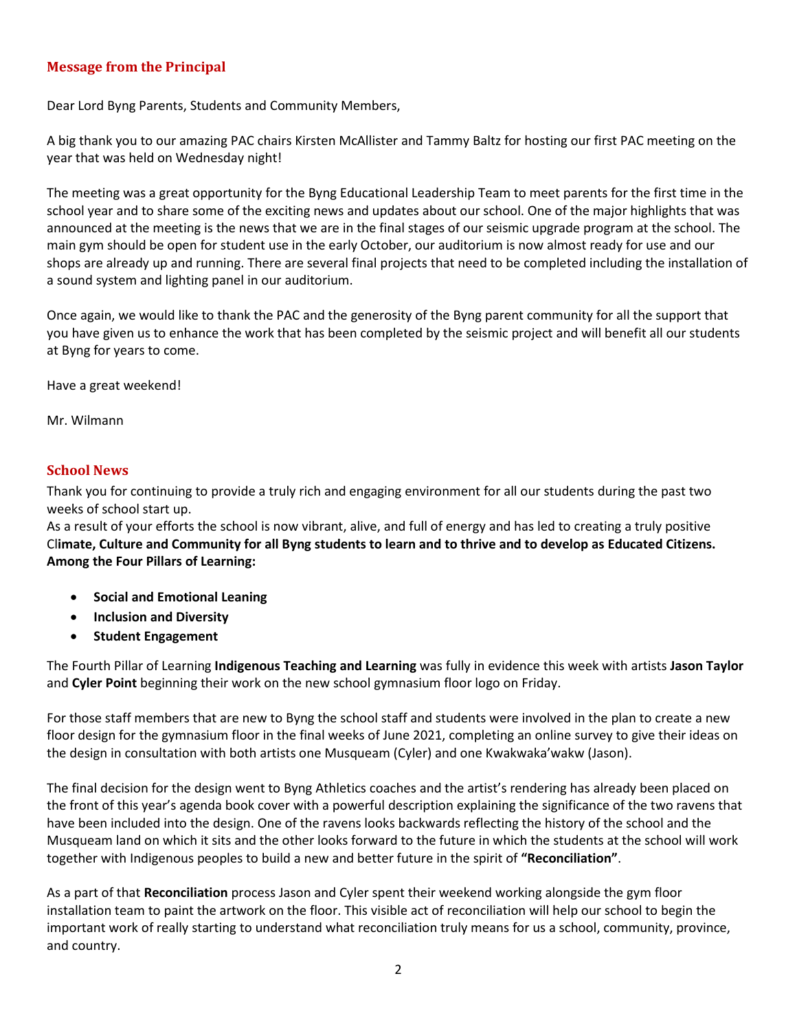## Message from the Principal

Dear Lord Byng Parents, Students and Community Members,

A big thank you to our amazing PAC chairs Kirsten McAllister and Tammy Baltz for hosting our first PAC meeting on the year that was held on Wednesday night!

The meeting was a great opportunity for the Byng Educational Leadership Team to meet parents for the first time in the school year and to share some of the exciting news and updates about our school. One of the major highlights that was announced at the meeting is the news that we are in the final stages of our seismic upgrade program at the school. The main gym should be open for student use in the early October, our auditorium is now almost ready for use and our shops are already up and running. There are several final projects that need to be completed including the installation of a sound system and lighting panel in our auditorium.

Once again, we would like to thank the PAC and the generosity of the Byng parent community for all the support that you have given us to enhance the work that has been completed by the seismic project and will benefit all our students at Byng for years to come.

Have a great weekend!

Mr. Wilmann

## School News

Thank you for continuing to provide a truly rich and engaging environment for all our students during the past two weeks of school start up.
As a result of your efforts the school is now vibrant, alive, and full of energy and has led to creating a truly positive C**limate, Culture and Community for all Byng students to learn and to thrive and to develop as Educated Citizens. Among the Four Pillars of Learning:**

- **Social and Emotional Leaning**
- **Inclusion and Diversity**
- **Student Engagement**

The Fourth Pillar of Learning **Indigenous Teaching and Learning** was fully in evidence this week with artists **Jason Taylor** and **Cyler Point** beginning their work on the new school gymnasium floor logo on Friday.

For those staff members that are new to Byng the school staff and students were involved in the plan to create a new floor design for the gymnasium floor in the final weeks of June 2021, completing an online survey to give their ideas on the design in consultation with both artists one Musqueam (Cyler) and one Kwakwaka'wakw (Jason).

The final decision for the design went to Byng Athletics coaches and the artist's rendering has already been placed on the front of this year's agenda book cover with a powerful description explaining the significance of the two ravens that have been included into the design. One of the ravens looks backwards reflecting the history of the school and the Musqueam land on which it sits and the other looks forward to the future in which the students at the school will work together with Indigenous peoples to build a new and better future in the spirit of **"Reconciliation"**.

As a part of that **Reconciliation** process Jason and Cyler spent their weekend working alongside the gym floor installation team to paint the artwork on the floor. This visible act of reconciliation will help our school to begin the important work of really starting to understand what reconciliation truly means for us a school, community, province, and country.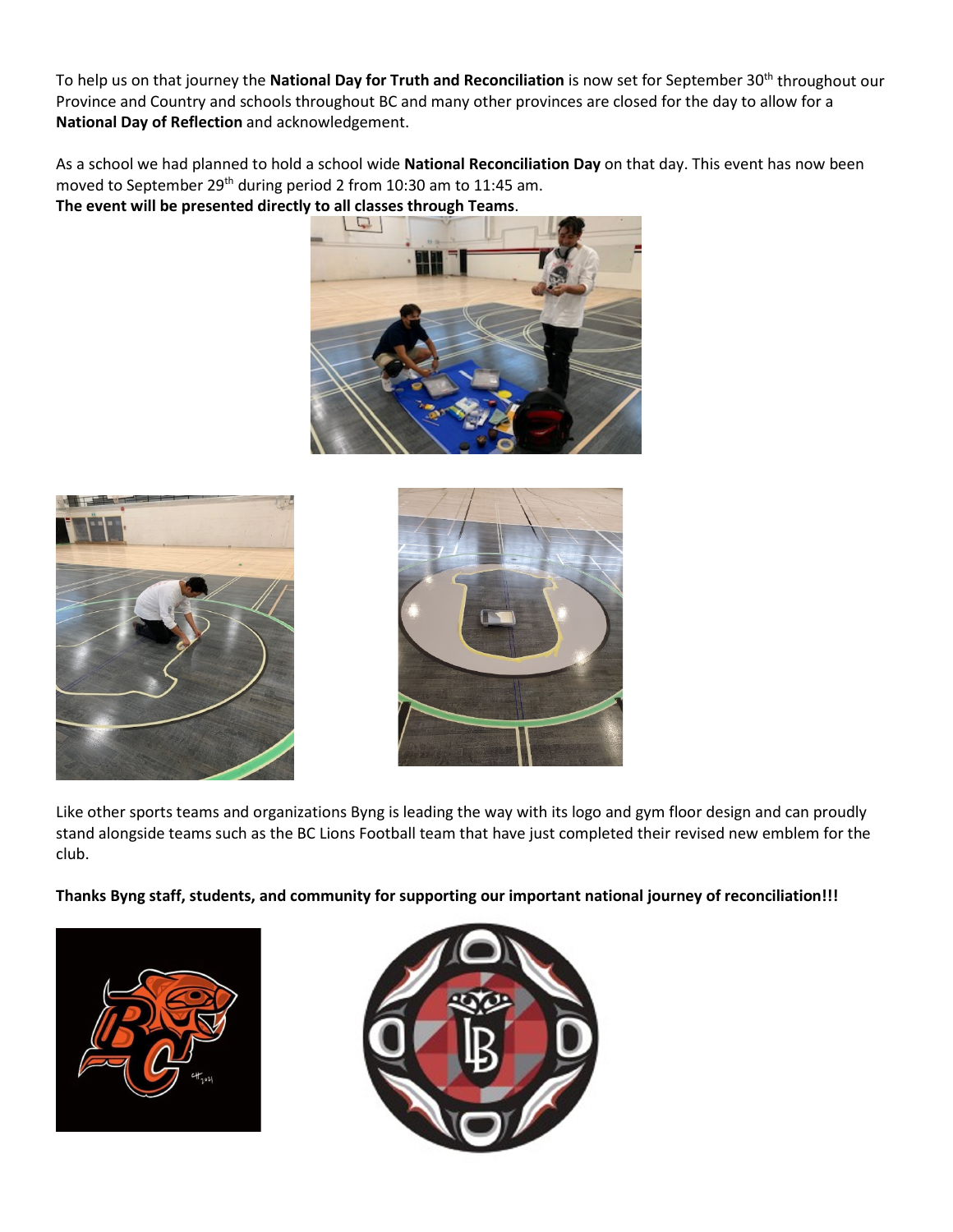To help us on that journey the **National Day for Truth and Reconciliation** is now set for September 30th throughout our Province and Country and schools throughout BC and many other provinces are closed for the day to allow for a **National Day of Reflection** and acknowledgement.

As a school we had planned to hold a school wide **National Reconciliation Day** on that day. This event has now been moved to September 29th during period 2 from 10:30 am to 11:45 am.
**The event will be presented directly to all classes through Teams**.

Like other sports teams and organizations Byng is leading the way with its logo and gym floor design and can proudly stand alongside teams such as the BC Lions Football team that have just completed their revised new emblem for the club.

**Thanks Byng staff, students, and community for supporting our important national journey of reconciliation!!!**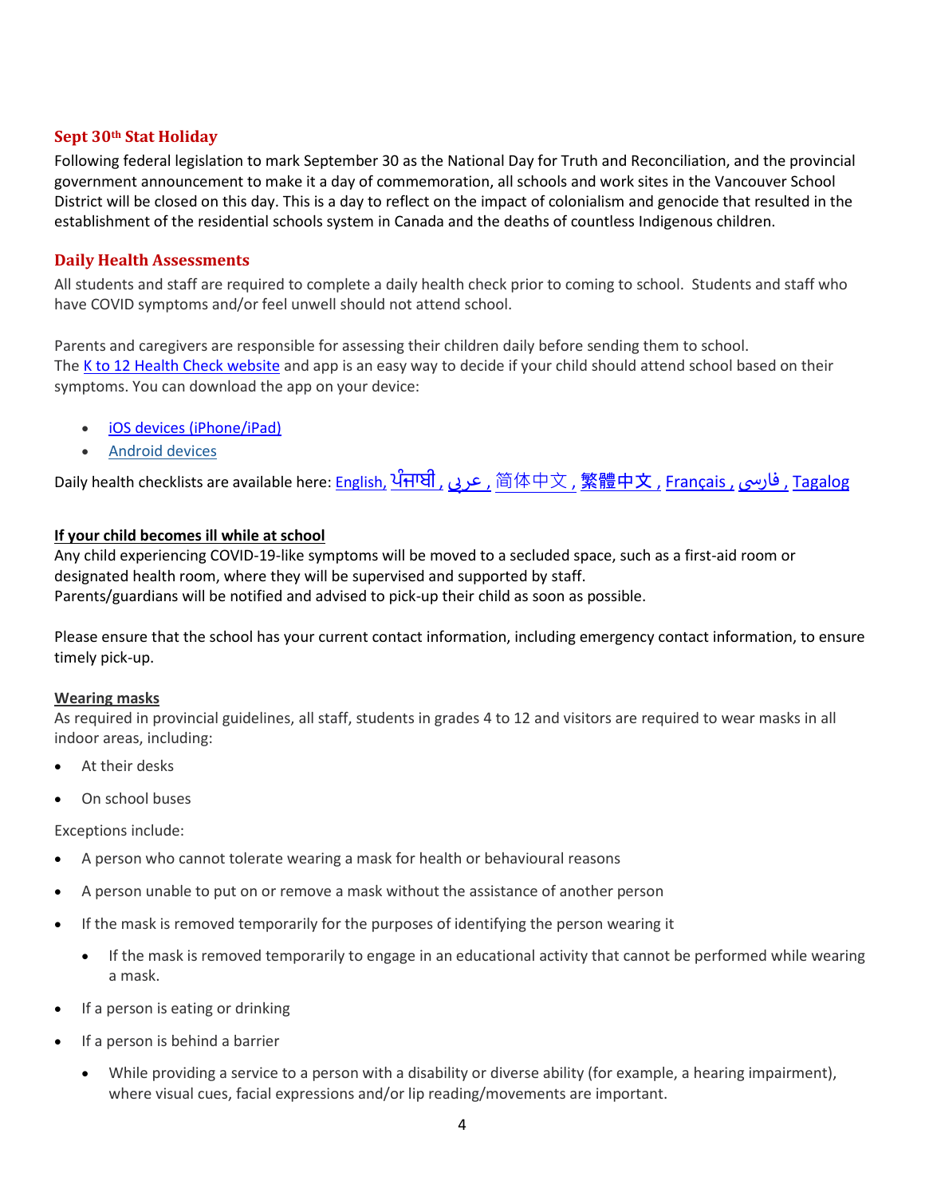## Sept 30th Stat Holiday

Following federal legislation to mark September 30 as the National Day for Truth and Reconciliation, and the provincial government announcement to make it a day of commemoration, all schools and work sites in the Vancouver School District will be closed on this day. This is a day to reflect on the impact of colonialism and genocide that resulted in the establishment of the residential schools system in Canada and the deaths of countless Indigenous children.

## Daily Health Assessments

All students and staff are required to complete a daily health check prior to coming to school. Students and staff who have COVID symptoms and/or feel unwell should not attend school.

Parents and caregivers are responsible for assessing their children daily before sending them to school. The K to 12 Health Check website and app is an easy way to decide if your child should attend school based on their symptoms. You can download the app on your device:

- iOS devices (iPhone/iPad)
- Android devices

Daily health checklists are available here: English, ਪੰਜਾਬੀ , عربي , 简体中文 , 繁體中文 , Français , فارسی , Tagalog

**If your child becomes ill while at school**

Any child experiencing COVID-19-like symptoms will be moved to a secluded space, such as a first-aid room or designated health room, where they will be supervised and supported by staff.
Parents/guardians will be notified and advised to pick-up their child as soon as possible.

Please ensure that the school has your current contact information, including emergency contact information, to ensure timely pick-up.

**Wearing masks**

As required in provincial guidelines, all staff, students in grades 4 to 12 and visitors are required to wear masks in all indoor areas, including:

- At their desks
- On school buses

Exceptions include:

- A person who cannot tolerate wearing a mask for health or behavioural reasons
- A person unable to put on or remove a mask without the assistance of another person
- If the mask is removed temporarily for the purposes of identifying the person wearing it
  - If the mask is removed temporarily to engage in an educational activity that cannot be performed while wearing a mask.
- If a person is eating or drinking
- If a person is behind a barrier
  - While providing a service to a person with a disability or diverse ability (for example, a hearing impairment), where visual cues, facial expressions and/or lip reading/movements are important.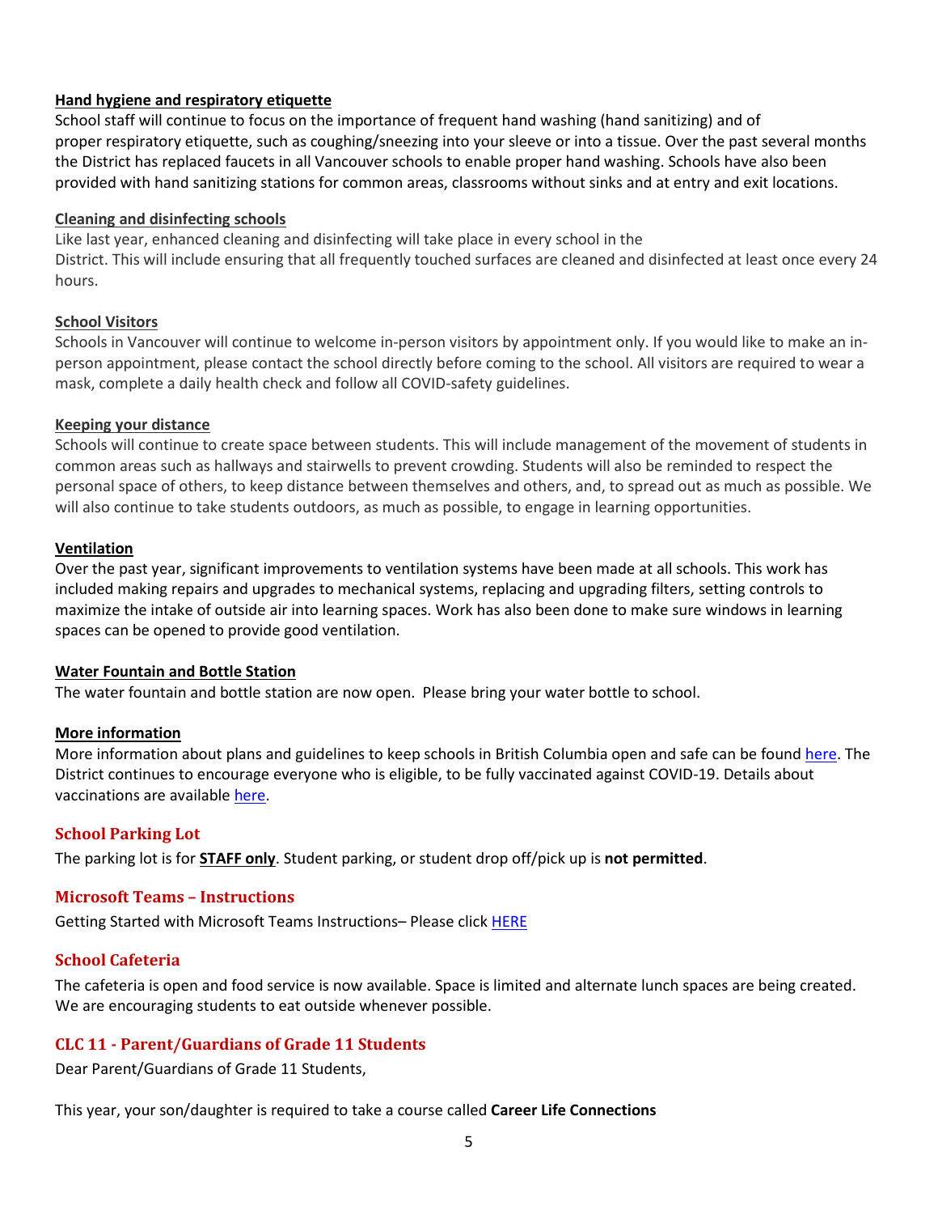**Hand hygiene and respiratory etiquette**

School staff will continue to focus on the importance of frequent hand washing (hand sanitizing) and of proper respiratory etiquette, such as coughing/sneezing into your sleeve or into a tissue. Over the past several months the District has replaced faucets in all Vancouver schools to enable proper hand washing. Schools have also been provided with hand sanitizing stations for common areas, classrooms without sinks and at entry and exit locations.

**Cleaning and disinfecting schools**

Like last year, enhanced cleaning and disinfecting will take place in every school in the District. This will include ensuring that all frequently touched surfaces are cleaned and disinfected at least once every 24 hours.

**School Visitors**

Schools in Vancouver will continue to welcome in-person visitors by appointment only. If you would like to make an in-person appointment, please contact the school directly before coming to the school. All visitors are required to wear a mask, complete a daily health check and follow all COVID-safety guidelines.

**Keeping your distance**

Schools will continue to create space between students. This will include management of the movement of students in common areas such as hallways and stairwells to prevent crowding. Students will also be reminded to respect the personal space of others, to keep distance between themselves and others, and, to spread out as much as possible. We will also continue to take students outdoors, as much as possible, to engage in learning opportunities.

**Ventilation**

Over the past year, significant improvements to ventilation systems have been made at all schools. This work has included making repairs and upgrades to mechanical systems, replacing and upgrading filters, setting controls to maximize the intake of outside air into learning spaces. Work has also been done to make sure windows in learning spaces can be opened to provide good ventilation.

**Water Fountain and Bottle Station**

The water fountain and bottle station are now open. Please bring your water bottle to school.

**More information**

More information about plans and guidelines to keep schools in British Columbia open and safe can be found here. The District continues to encourage everyone who is eligible, to be fully vaccinated against COVID-19. Details about vaccinations are available here.

## School Parking Lot

The parking lot is for **STAFF only**. Student parking, or student drop off/pick up is **not permitted**.

## Microsoft Teams – Instructions

Getting Started with Microsoft Teams Instructions– Please click HERE

## School Cafeteria

The cafeteria is open and food service is now available. Space is limited and alternate lunch spaces are being created. We are encouraging students to eat outside whenever possible.

## CLC 11 - Parent/Guardians of Grade 11 Students

Dear Parent/Guardians of Grade 11 Students,

This year, your son/daughter is required to take a course called **Career Life Connections**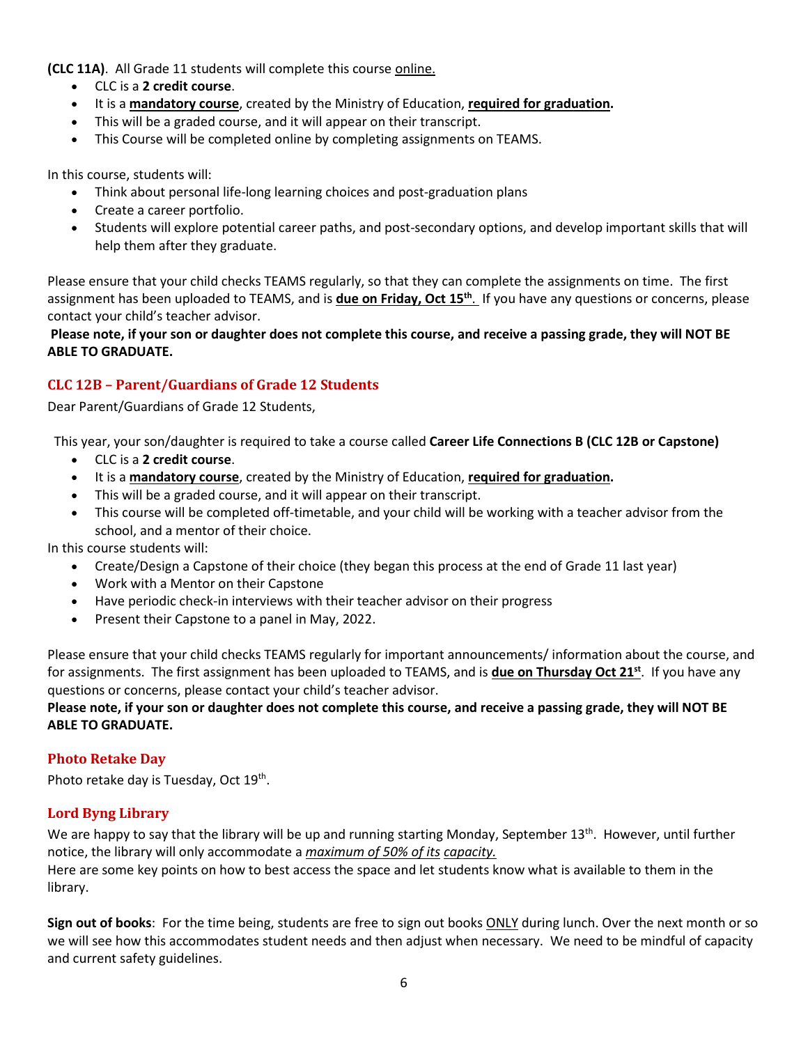**(CLC 11A)**. All Grade 11 students will complete this course online.

- CLC is a **2 credit course**.
- It is a **mandatory course**, created by the Ministry of Education, **required for graduation.**
- This will be a graded course, and it will appear on their transcript.
- This Course will be completed online by completing assignments on TEAMS.

In this course, students will:

- Think about personal life-long learning choices and post-graduation plans
- Create a career portfolio.
- Students will explore potential career paths, and post-secondary options, and develop important skills that will help them after they graduate.

Please ensure that your child checks TEAMS regularly, so that they can complete the assignments on time. The first assignment has been uploaded to TEAMS, and is **due on Friday, Oct 15th**. If you have any questions or concerns, please contact your child's teacher advisor.

**Please note, if your son or daughter does not complete this course, and receive a passing grade, they will NOT BE ABLE TO GRADUATE.**

## CLC 12B – Parent/Guardians of Grade 12 Students

Dear Parent/Guardians of Grade 12 Students,

This year, your son/daughter is required to take a course called **Career Life Connections B (CLC 12B or Capstone)**

- CLC is a **2 credit course**.
- It is a **mandatory course**, created by the Ministry of Education, **required for graduation.**
- This will be a graded course, and it will appear on their transcript.
- This course will be completed off-timetable, and your child will be working with a teacher advisor from the school, and a mentor of their choice.

In this course students will:

- Create/Design a Capstone of their choice (they began this process at the end of Grade 11 last year)
- Work with a Mentor on their Capstone
- Have periodic check-in interviews with their teacher advisor on their progress
- Present their Capstone to a panel in May, 2022.

Please ensure that your child checks TEAMS regularly for important announcements/ information about the course, and for assignments. The first assignment has been uploaded to TEAMS, and is **due on Thursday Oct 21st**. If you have any questions or concerns, please contact your child's teacher advisor.

**Please note, if your son or daughter does not complete this course, and receive a passing grade, they will NOT BE ABLE TO GRADUATE.**

## Photo Retake Day

Photo retake day is Tuesday, Oct 19th.

## Lord Byng Library

We are happy to say that the library will be up and running starting Monday, September 13th. However, until further notice, the library will only accommodate a *maximum of 50% of its capacity.*

Here are some key points on how to best access the space and let students know what is available to them in the library.

**Sign out of books**: For the time being, students are free to sign out books ONLY during lunch. Over the next month or so we will see how this accommodates student needs and then adjust when necessary. We need to be mindful of capacity and current safety guidelines.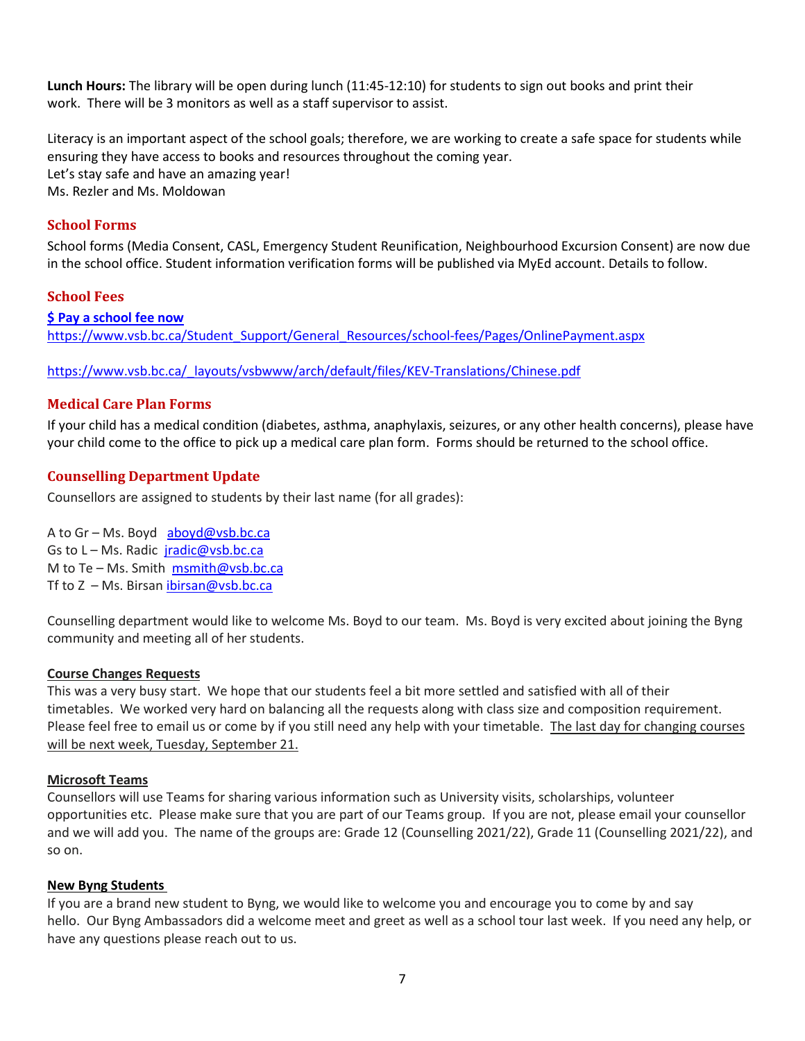**Lunch Hours:** The library will be open during lunch (11:45-12:10) for students to sign out books and print their work. There will be 3 monitors as well as a staff supervisor to assist.

Literacy is an important aspect of the school goals; therefore, we are working to create a safe space for students while ensuring they have access to books and resources throughout the coming year.
Let's stay safe and have an amazing year!
Ms. Rezler and Ms. Moldowan

## School Forms

School forms (Media Consent, CASL, Emergency Student Reunification, Neighbourhood Excursion Consent) are now due in the school office. Student information verification forms will be published via MyEd account. Details to follow.

## School Fees

**$ Pay a school fee now**
https://www.vsb.bc.ca/Student_Support/General_Resources/school-fees/Pages/OnlinePayment.aspx

https://www.vsb.bc.ca/_layouts/vsbwww/arch/default/files/KEV-Translations/Chinese.pdf

## Medical Care Plan Forms

If your child has a medical condition (diabetes, asthma, anaphylaxis, seizures, or any other health concerns), please have your child come to the office to pick up a medical care plan form. Forms should be returned to the school office.

## Counselling Department Update

Counsellors are assigned to students by their last name (for all grades):

A to Gr – Ms. Boyd aboyd@vsb.bc.ca
Gs to L – Ms. Radic jradic@vsb.bc.ca
M to Te – Ms. Smith msmith@vsb.bc.ca
Tf to Z – Ms. Birsan ibirsan@vsb.bc.ca

Counselling department would like to welcome Ms. Boyd to our team. Ms. Boyd is very excited about joining the Byng community and meeting all of her students.

**Course Changes Requests**

This was a very busy start. We hope that our students feel a bit more settled and satisfied with all of their timetables. We worked very hard on balancing all the requests along with class size and composition requirement. Please feel free to email us or come by if you still need any help with your timetable. The last day for changing courses will be next week, Tuesday, September 21.

**Microsoft Teams**

Counsellors will use Teams for sharing various information such as University visits, scholarships, volunteer opportunities etc. Please make sure that you are part of our Teams group. If you are not, please email your counsellor and we will add you. The name of the groups are: Grade 12 (Counselling 2021/22), Grade 11 (Counselling 2021/22), and so on.

**New Byng Students**

If you are a brand new student to Byng, we would like to welcome you and encourage you to come by and say hello. Our Byng Ambassadors did a welcome meet and greet as well as a school tour last week. If you need any help, or have any questions please reach out to us.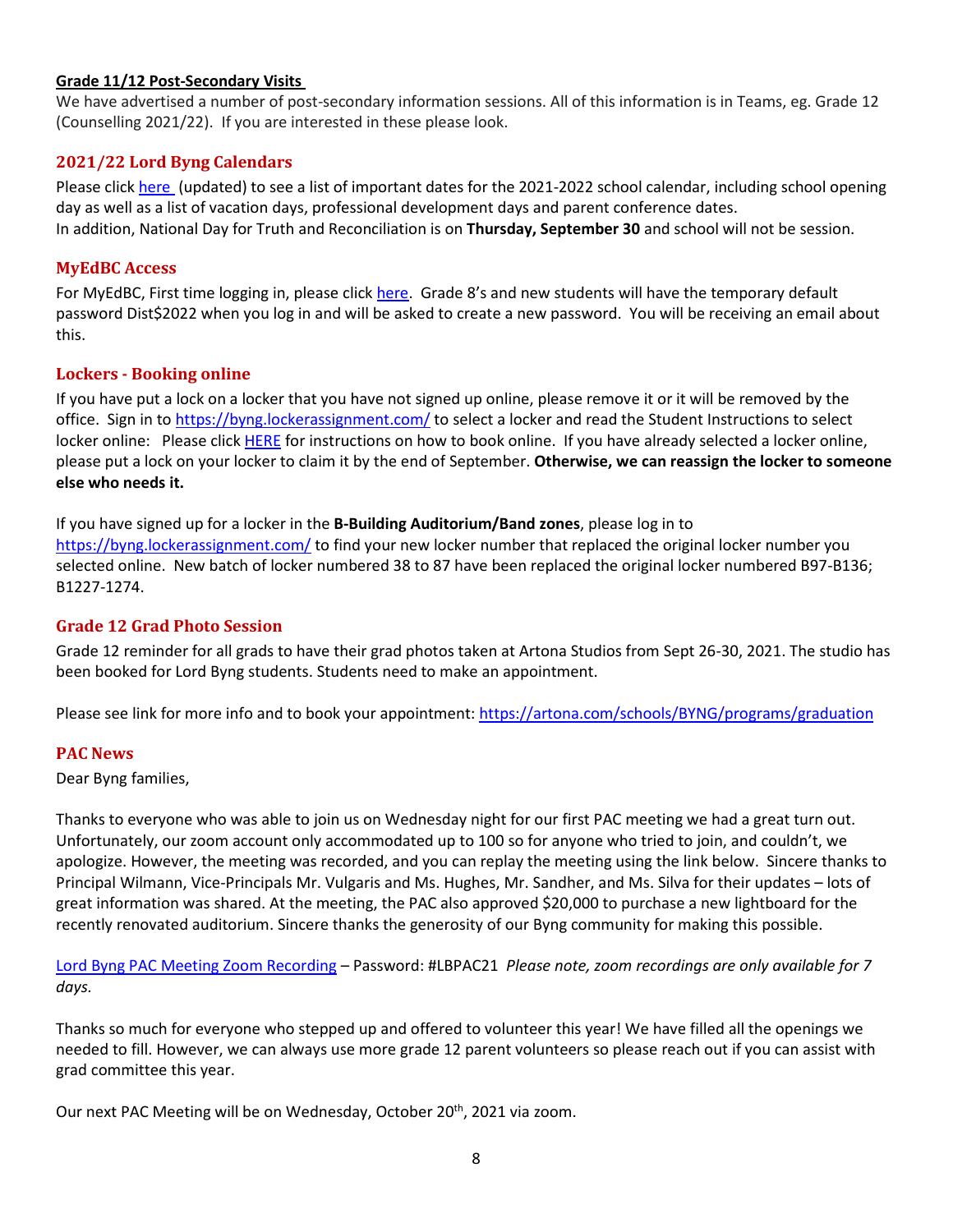**Grade 11/12 Post-Secondary Visits**

We have advertised a number of post-secondary information sessions. All of this information is in Teams, eg. Grade 12 (Counselling 2021/22). If you are interested in these please look.

## 2021/22 Lord Byng Calendars

Please click here (updated) to see a list of important dates for the 2021-2022 school calendar, including school opening day as well as a list of vacation days, professional development days and parent conference dates.
In addition, National Day for Truth and Reconciliation is on **Thursday, September 30** and school will not be session.

## MyEdBC Access

For MyEdBC, First time logging in, please click here. Grade 8's and new students will have the temporary default password Dist$2022 when you log in and will be asked to create a new password. You will be receiving an email about this.

## Lockers - Booking online

If you have put a lock on a locker that you have not signed up online, please remove it or it will be removed by the office. Sign in to https://byng.lockerassignment.com/ to select a locker and read the Student Instructions to select locker online: Please click HERE for instructions on how to book online. If you have already selected a locker online, please put a lock on your locker to claim it by the end of September. **Otherwise, we can reassign the locker to someone else who needs it.**

If you have signed up for a locker in the **B-Building Auditorium/Band zones**, please log in to https://byng.lockerassignment.com/ to find your new locker number that replaced the original locker number you selected online. New batch of locker numbered 38 to 87 have been replaced the original locker numbered B97-B136; B1227-1274.

## Grade 12 Grad Photo Session

Grade 12 reminder for all grads to have their grad photos taken at Artona Studios from Sept 26-30, 2021. The studio has been booked for Lord Byng students. Students need to make an appointment.

Please see link for more info and to book your appointment: https://artona.com/schools/BYNG/programs/graduation

## PAC News

Dear Byng families,

Thanks to everyone who was able to join us on Wednesday night for our first PAC meeting we had a great turn out. Unfortunately, our zoom account only accommodated up to 100 so for anyone who tried to join, and couldn't, we apologize. However, the meeting was recorded, and you can replay the meeting using the link below. Sincere thanks to Principal Wilmann, Vice-Principals Mr. Vulgaris and Ms. Hughes, Mr. Sandher, and Ms. Silva for their updates – lots of great information was shared. At the meeting, the PAC also approved $20,000 to purchase a new lightboard for the recently renovated auditorium. Sincere thanks the generosity of our Byng community for making this possible.

Lord Byng PAC Meeting Zoom Recording – Password: #LBPAC21 *Please note, zoom recordings are only available for 7 days.*

Thanks so much for everyone who stepped up and offered to volunteer this year! We have filled all the openings we needed to fill. However, we can always use more grade 12 parent volunteers so please reach out if you can assist with grad committee this year.

Our next PAC Meeting will be on Wednesday, October 20th, 2021 via zoom.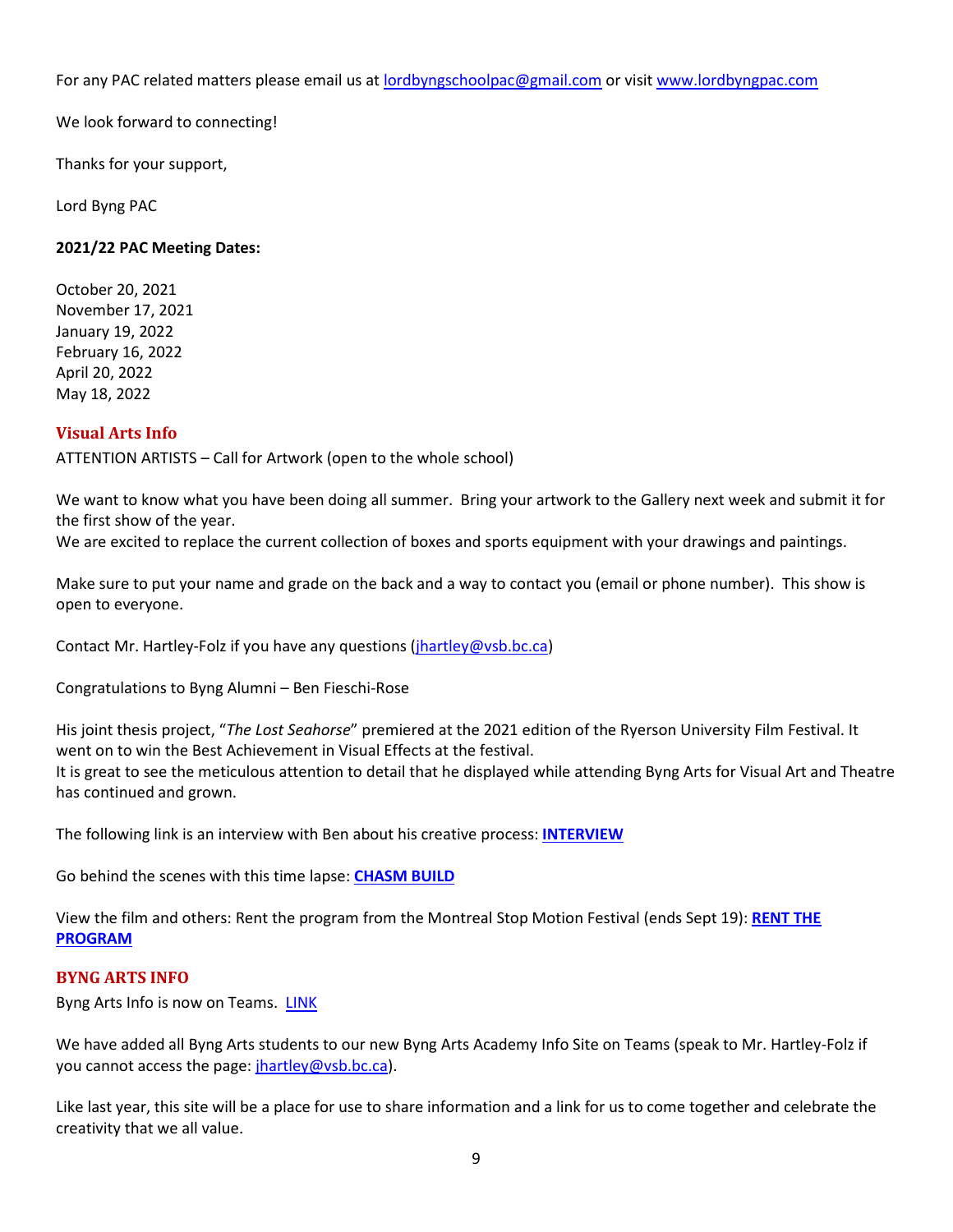For any PAC related matters please email us at lordbyngschoolpac@gmail.com or visit www.lordbyngpac.com

We look forward to connecting!

Thanks for your support,

Lord Byng PAC

**2021/22 PAC Meeting Dates:**

October 20, 2021
November 17, 2021
January 19, 2022
February 16, 2022
April 20, 2022
May 18, 2022

## Visual Arts Info

ATTENTION ARTISTS – Call for Artwork (open to the whole school)

We want to know what you have been doing all summer. Bring your artwork to the Gallery next week and submit it for the first show of the year.
We are excited to replace the current collection of boxes and sports equipment with your drawings and paintings.

Make sure to put your name and grade on the back and a way to contact you (email or phone number). This show is open to everyone.

Contact Mr. Hartley-Folz if you have any questions (jhartley@vsb.bc.ca)

Congratulations to Byng Alumni – Ben Fieschi-Rose

His joint thesis project, "*The Lost Seahorse*" premiered at the 2021 edition of the Ryerson University Film Festival. It went on to win the Best Achievement in Visual Effects at the festival.
It is great to see the meticulous attention to detail that he displayed while attending Byng Arts for Visual Art and Theatre has continued and grown.

The following link is an interview with Ben about his creative process: **INTERVIEW**

Go behind the scenes with this time lapse: **CHASM BUILD**

View the film and others: Rent the program from the Montreal Stop Motion Festival (ends Sept 19): **RENT THE PROGRAM**

## BYNG ARTS INFO

Byng Arts Info is now on Teams. LINK

We have added all Byng Arts students to our new Byng Arts Academy Info Site on Teams (speak to Mr. Hartley-Folz if you cannot access the page: jhartley@vsb.bc.ca).

Like last year, this site will be a place for use to share information and a link for us to come together and celebrate the creativity that we all value.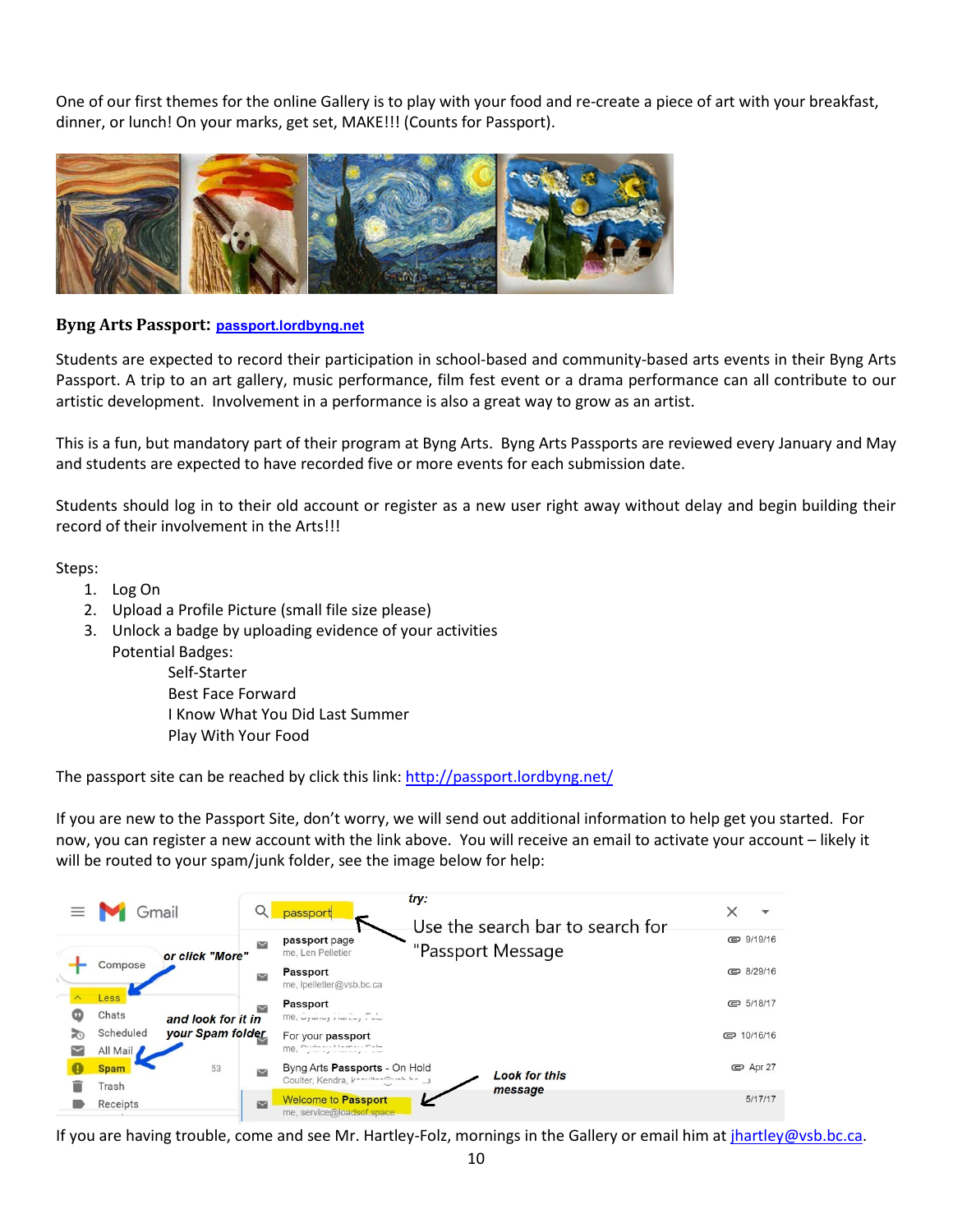One of our first themes for the online Gallery is to play with your food and re-create a piece of art with your breakfast, dinner, or lunch! On your marks, get set, MAKE!!! (Counts for Passport).

**Byng Arts Passport:** [passport.lordbyng.net](http://passport.lordbyng.net)

Students are expected to record their participation in school-based and community-based arts events in their Byng Arts Passport. A trip to an art gallery, music performance, film fest event or a drama performance can all contribute to our artistic development. Involvement in a performance is also a great way to grow as an artist.

This is a fun, but mandatory part of their program at Byng Arts. Byng Arts Passports are reviewed every January and May and students are expected to have recorded five or more events for each submission date.

Students should log in to their old account or register as a new user right away without delay and begin building their record of their involvement in the Arts!!!

Steps:

1. Log On
2. Upload a Profile Picture (small file size please)
3. Unlock a badge by uploading evidence of your activities

   Potential Badges:

   - Self-Starter
   - Best Face Forward
   - I Know What You Did Last Summer
   - Play With Your Food

The passport site can be reached by click this link: [http://passport.lordbyng.net/](http://passport.lordbyng.net/)

If you are new to the Passport Site, don't worry, we will send out additional information to help get you started. For now, you can register a new account with the link above. You will receive an email to activate your account – likely it will be routed to your spam/junk folder, see the image below for help:

If you are having trouble, come and see Mr. Hartley-Folz, mornings in the Gallery or email him at [jhartley@vsb.bc.ca](mailto:jhartley@vsb.bc.ca).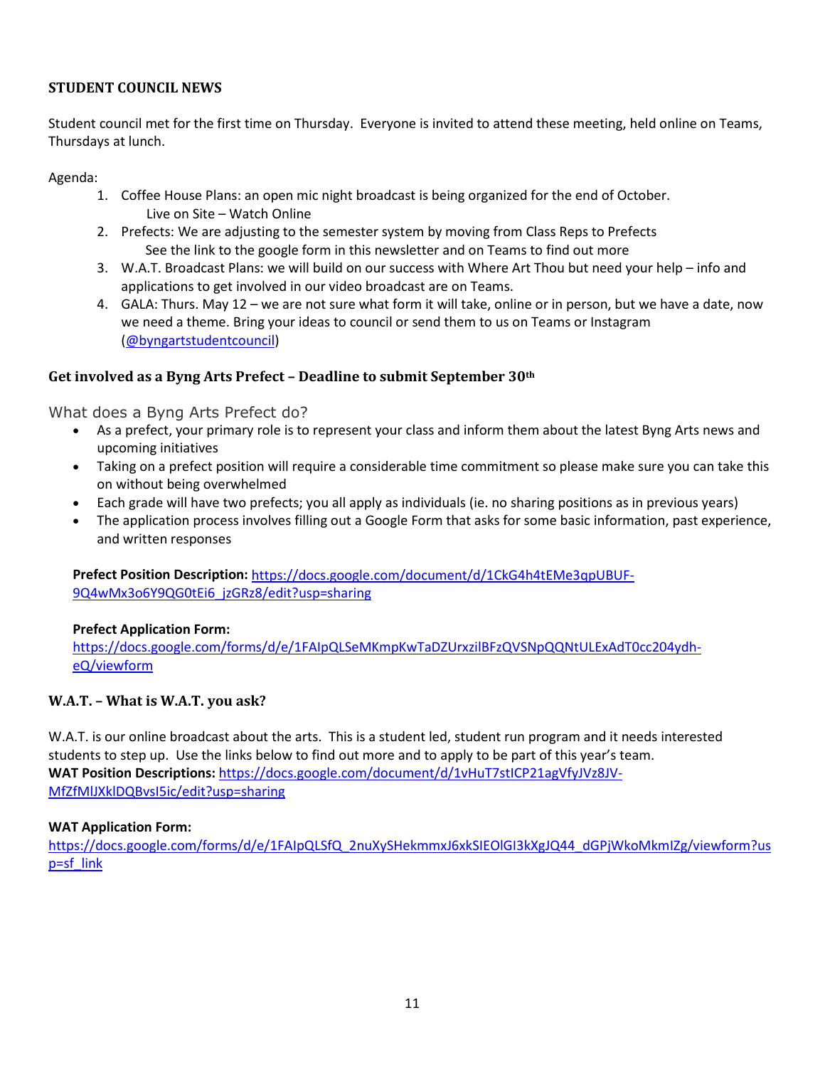## STUDENT COUNCIL NEWS

Student council met for the first time on Thursday. Everyone is invited to attend these meeting, held online on Teams, Thursdays at lunch.

Agenda:

1. Coffee House Plans: an open mic night broadcast is being organized for the end of October.
   Live on Site – Watch Online
2. Prefects: We are adjusting to the semester system by moving from Class Reps to Prefects
   See the link to the google form in this newsletter and on Teams to find out more
3. W.A.T. Broadcast Plans: we will build on our success with Where Art Thou but need your help – info and applications to get involved in our video broadcast are on Teams.
4. GALA: Thurs. May 12 – we are not sure what form it will take, online or in person, but we have a date, now we need a theme. Bring your ideas to council or send them to us on Teams or Instagram (@byngartstudentcouncil)

## Get involved as a Byng Arts Prefect – Deadline to submit September 30th

### What does a Byng Arts Prefect do?

- As a prefect, your primary role is to represent your class and inform them about the latest Byng Arts news and upcoming initiatives
- Taking on a prefect position will require a considerable time commitment so please make sure you can take this on without being overwhelmed
- Each grade will have two prefects; you all apply as individuals (ie. no sharing positions as in previous years)
- The application process involves filling out a Google Form that asks for some basic information, past experience, and written responses

**Prefect Position Description:** https://docs.google.com/document/d/1CkG4h4tEMe3qpUBUF-9Q4wMx3o6Y9QG0tEi6_jzGRz8/edit?usp=sharing

**Prefect Application Form:**
https://docs.google.com/forms/d/e/1FAIpQLSeMKmpKwTaDZUrxzilBFzQVSNpQQNtULExAdT0cc204ydh-eQ/viewform

## W.A.T. – What is W.A.T. you ask?

W.A.T. is our online broadcast about the arts. This is a student led, student run program and it needs interested students to step up. Use the links below to find out more and to apply to be part of this year's team.
**WAT Position Descriptions:** https://docs.google.com/document/d/1vHuT7stICP21agVfyJVz8JV-MfZfMlJXklDQBvsI5ic/edit?usp=sharing

**WAT Application Form:**
https://docs.google.com/forms/d/e/1FAIpQLSfQ_2nuXySHekmmxJ6xkSIEOlGI3kXgJQ44_dGPjWkoMkmIZg/viewform?usp=sf_link